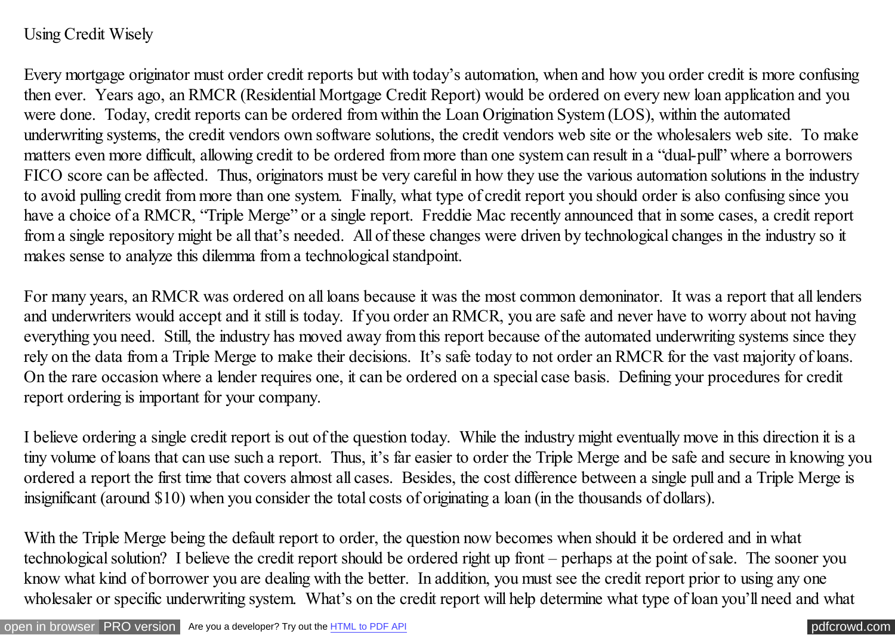Using Credit Wisely

Every mortgage originator must order credit reports but with today's automation, when and how you order credit is more confusing then ever. Years ago, an RMCR (Residential Mortgage Credit Report) would be ordered on every new loan application and you were done. Today, credit reports can be ordered from within the Loan Origination System (LOS), within the automated underwriting systems, the credit vendors own software solutions, the credit vendors web site or the wholesalers web site. To make matters even more difficult, allowing credit to be ordered from more than one system can result in a "dual-pull" where a borrowers FICO score can be affected. Thus, originators must be very careful in how they use the various automation solutions in the industry to avoid pulling credit from more than one system. Finally, what type of credit report you should order is also confusing since you have a choice of a RMCR, "Triple Merge" or a single report. Freddie Mac recently announced that in some cases, a credit report from a single repository might be all that's needed. All of these changes were driven by technological changes in the industry so it makes sense to analyze this dilemma from a technological standpoint.

For many years, an RMCR was ordered on all loans because it was the most common demoninator. It was a report that all lenders and underwriters would accept and it still is today. If you order an RMCR, you are safe and never have to worry about not having everything you need. Still, the industry has moved away from this report because of the automated underwriting systems since they rely on the data from a Triple Merge to make their decisions. It's safe today to not order an RMCR for the vast majority of loans. On the rare occasion where a lender requires one, it can be ordered on a special case basis. Defining your procedures for credit report ordering is important for your company.

I believe ordering a single credit report is out of the question today. While the industry might eventually move in this direction it is a tiny volume of loans that can use such a report. Thus, it's far easier to order the Triple Merge and be safe and secure in knowing you ordered a report the first time that covers almost all cases. Besides, the cost difference between a single pull and a Triple Merge is insignificant (around $10) when you consider the total costs of originating a loan (in the thousands of dollars).

With the Triple Merge being the default report to order, the question now becomes when should it be ordered and in what technological solution? I believe the credit report should be ordered right up front – perhaps at the point of sale. The sooner you know what kind of borrower you are dealing with the better. In addition, you must see the credit report prior to using any one wholesaler or specific underwriting system. What's on the credit report will help determine what type of loan you'll need and what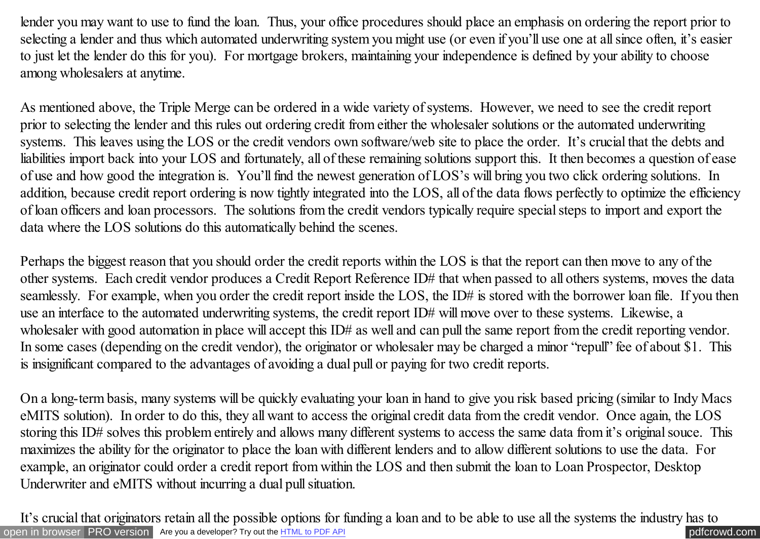lender you may want to use to fund the loan. Thus, your office procedures should place an emphasis on ordering the report prior to selecting a lender and thus which automated underwriting system you might use (or even if you'll use one at all since often, it's easier to just let the lender do this for you). For mortgage brokers, maintaining your independence is defined by your ability to choose among wholesalers at anytime.

As mentioned above, the Triple Merge can be ordered in a wide variety of systems. However, we need to see the credit report prior to selecting the lender and this rules out ordering credit from either the wholesaler solutions or the automated underwriting systems. This leaves using the LOS or the credit vendors own software/web site to place the order. It's crucial that the debts and liabilities import back into your LOS and fortunately, all of these remaining solutions support this. It then becomes a question of ease of use and how good the integration is. You'll find the newest generation of LOS's will bring you two click ordering solutions. In addition, because credit report ordering is now tightly integrated into the LOS, all of the data flows perfectly to optimize the efficiency of loan officers and loan processors. The solutions from the credit vendors typically require special steps to import and export the data where the LOS solutions do this automatically behind the scenes.

Perhaps the biggest reason that you should order the credit reports within the LOS is that the report can then move to any of the other systems. Each credit vendor produces a Credit Report Reference ID# that when passed to all others systems, moves the data seamlessly. For example, when you order the credit report inside the LOS, the ID# is stored with the borrower loan file. If you then use an interface to the automated underwriting systems, the credit report ID# will move over to these systems. Likewise, a wholesaler with good automation in place will accept this ID# as well and can pull the same report from the credit reporting vendor. In some cases (depending on the credit vendor), the originator or wholesaler may be charged a minor "repull" fee of about $1. This is insignificant compared to the advantages of avoiding a dual pull or paying for two credit reports.

On a long-term basis, many systems will be quickly evaluating your loan in hand to give you risk based pricing (similar to Indy Macs eMITS solution). In order to do this, they all want to access the original credit data from the credit vendor. Once again, the LOS storing this ID# solves this problem entirely and allows many different systems to access the same data from it's original souce. This maximizes the ability for the originator to place the loan with different lenders and to allow different solutions to use the data. For example, an originator could order a credit report from within the LOS and then submit the loan to Loan Prospector, Desktop Underwriter and eMITS without incurring a dual pull situation.

It's crucial that originators retain all the possible options for funding a loan and to be able to use all the systems the industry has to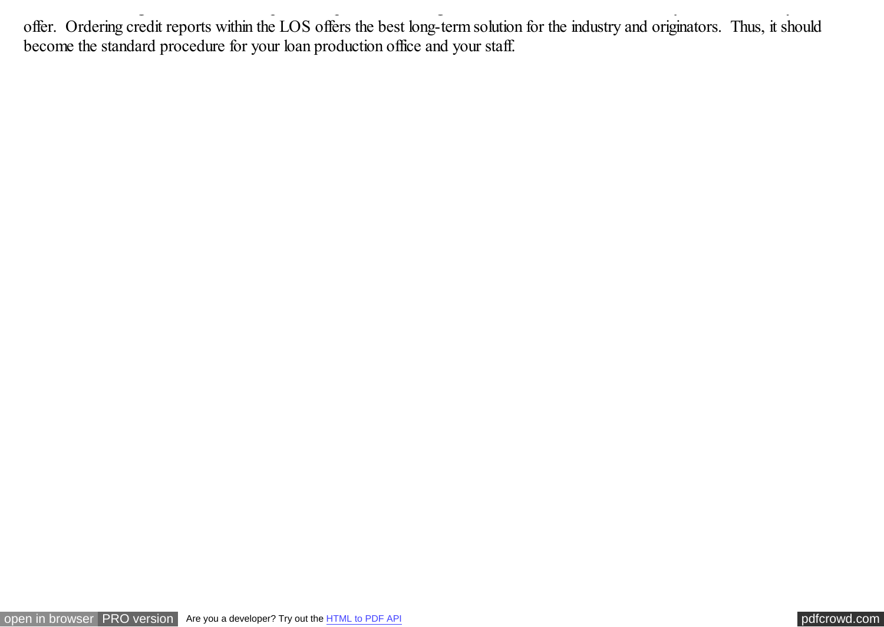offer. Ordering credit reports within the LOS offers the best long-term solution for the industry and originators. Thus, it should become the standard procedure for your loan production office and your staff.